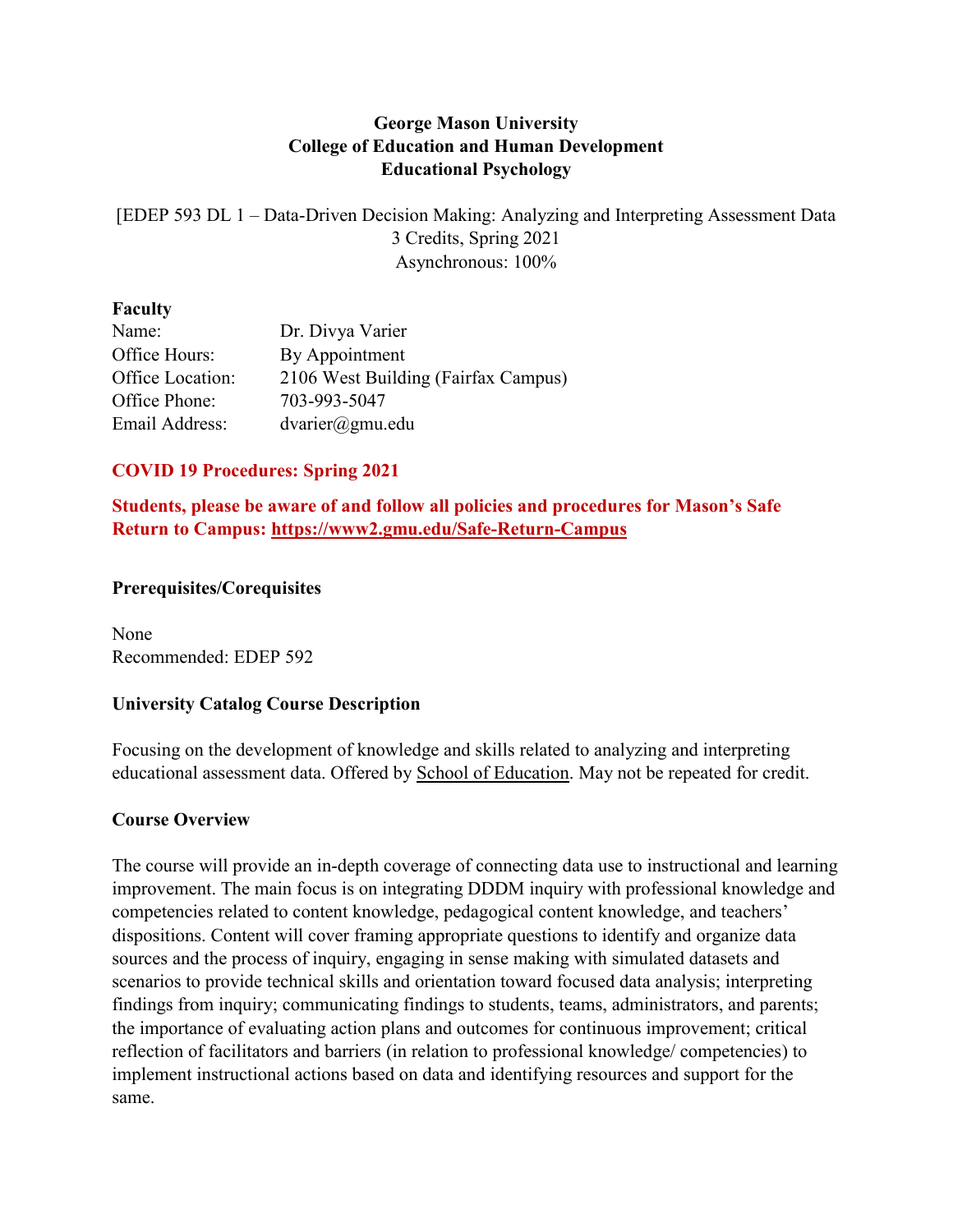**George Mason University**
**College of Education and Human Development**
**Educational Psychology**

[EDEP 593 DL 1 – Data-Driven Decision Making: Analyzing and Interpreting Assessment Data
3 Credits, Spring 2021
Asynchronous: 100%

**Faculty**

| | |
|---|---|
| Name: | Dr. Divya Varier |
| Office Hours: | By Appointment |
| Office Location: | 2106 West Building (Fairfax Campus) |
| Office Phone: | 703-993-5047 |
| Email Address: | dvarier@gmu.edu |

**COVID 19 Procedures: Spring 2021**

**Students, please be aware of and follow all policies and procedures for Mason's Safe Return to Campus: https://www2.gmu.edu/Safe-Return-Campus**

**Prerequisites/Corequisites**

None
Recommended: EDEP 592

**University Catalog Course Description**

Focusing on the development of knowledge and skills related to analyzing and interpreting educational assessment data. Offered by School of Education. May not be repeated for credit.

**Course Overview**

The course will provide an in-depth coverage of connecting data use to instructional and learning improvement. The main focus is on integrating DDDM inquiry with professional knowledge and competencies related to content knowledge, pedagogical content knowledge, and teachers' dispositions. Content will cover framing appropriate questions to identify and organize data sources and the process of inquiry, engaging in sense making with simulated datasets and scenarios to provide technical skills and orientation toward focused data analysis; interpreting findings from inquiry; communicating findings to students, teams, administrators, and parents; the importance of evaluating action plans and outcomes for continuous improvement; critical reflection of facilitators and barriers (in relation to professional knowledge/ competencies) to implement instructional actions based on data and identifying resources and support for the same.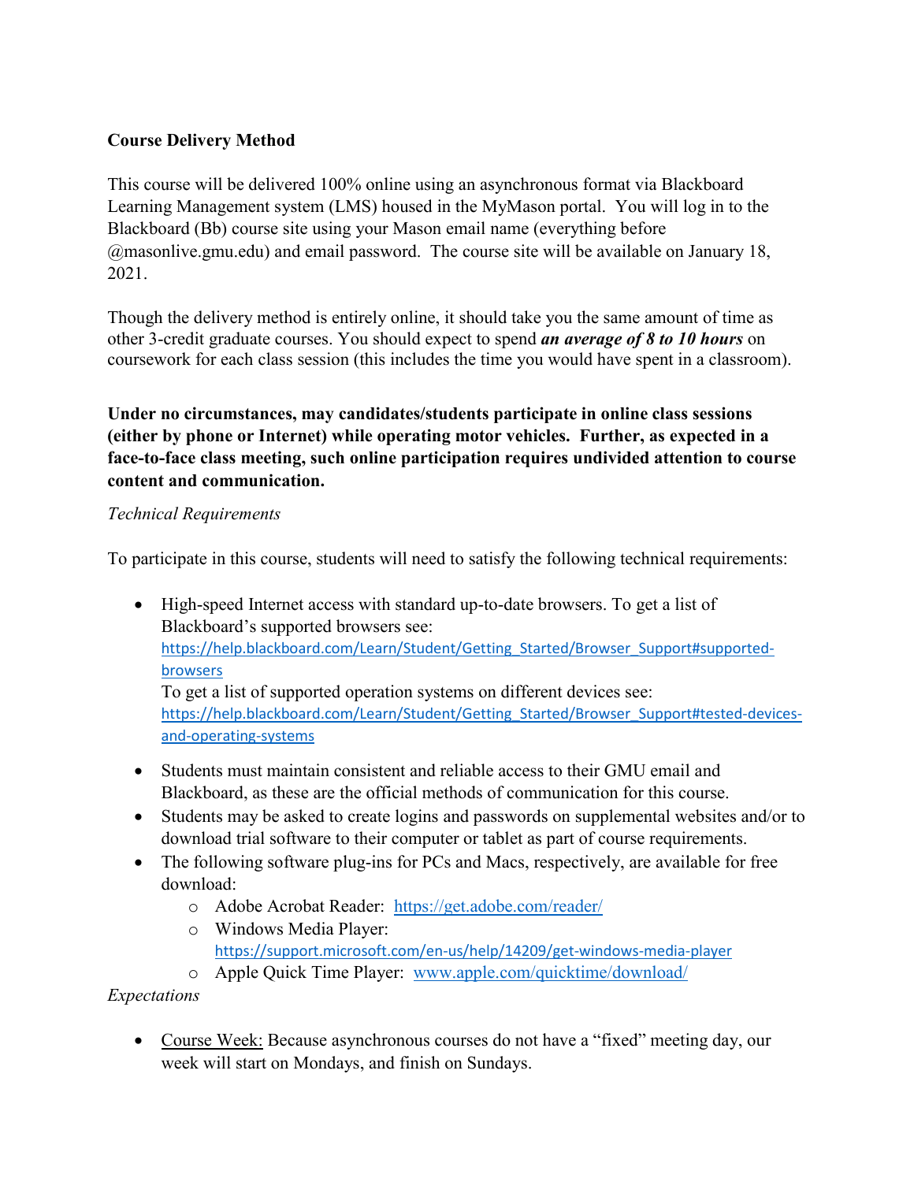**Course Delivery Method**

This course will be delivered 100% online using an asynchronous format via Blackboard Learning Management system (LMS) housed in the MyMason portal. You will log in to the Blackboard (Bb) course site using your Mason email name (everything before @masonlive.gmu.edu) and email password. The course site will be available on January 18, 2021.

Though the delivery method is entirely online, it should take you the same amount of time as other 3-credit graduate courses. You should expect to spend ***an average of 8 to 10 hours*** on coursework for each class session (this includes the time you would have spent in a classroom).

**Under no circumstances, may candidates/students participate in online class sessions (either by phone or Internet) while operating motor vehicles. Further, as expected in a face-to-face class meeting, such online participation requires undivided attention to course content and communication.**

*Technical Requirements*

To participate in this course, students will need to satisfy the following technical requirements:

- High-speed Internet access with standard up-to-date browsers. To get a list of Blackboard's supported browsers see: https://help.blackboard.com/Learn/Student/Getting_Started/Browser_Support#supported-browsers
  To get a list of supported operation systems on different devices see: https://help.blackboard.com/Learn/Student/Getting_Started/Browser_Support#tested-devices-and-operating-systems
- Students must maintain consistent and reliable access to their GMU email and Blackboard, as these are the official methods of communication for this course.
- Students may be asked to create logins and passwords on supplemental websites and/or to download trial software to their computer or tablet as part of course requirements.
- The following software plug-ins for PCs and Macs, respectively, are available for free download:
  - Adobe Acrobat Reader: https://get.adobe.com/reader/
  - Windows Media Player: https://support.microsoft.com/en-us/help/14209/get-windows-media-player
  - Apple Quick Time Player: www.apple.com/quicktime/download/

*Expectations*

- Course Week: Because asynchronous courses do not have a "fixed" meeting day, our week will start on Mondays, and finish on Sundays.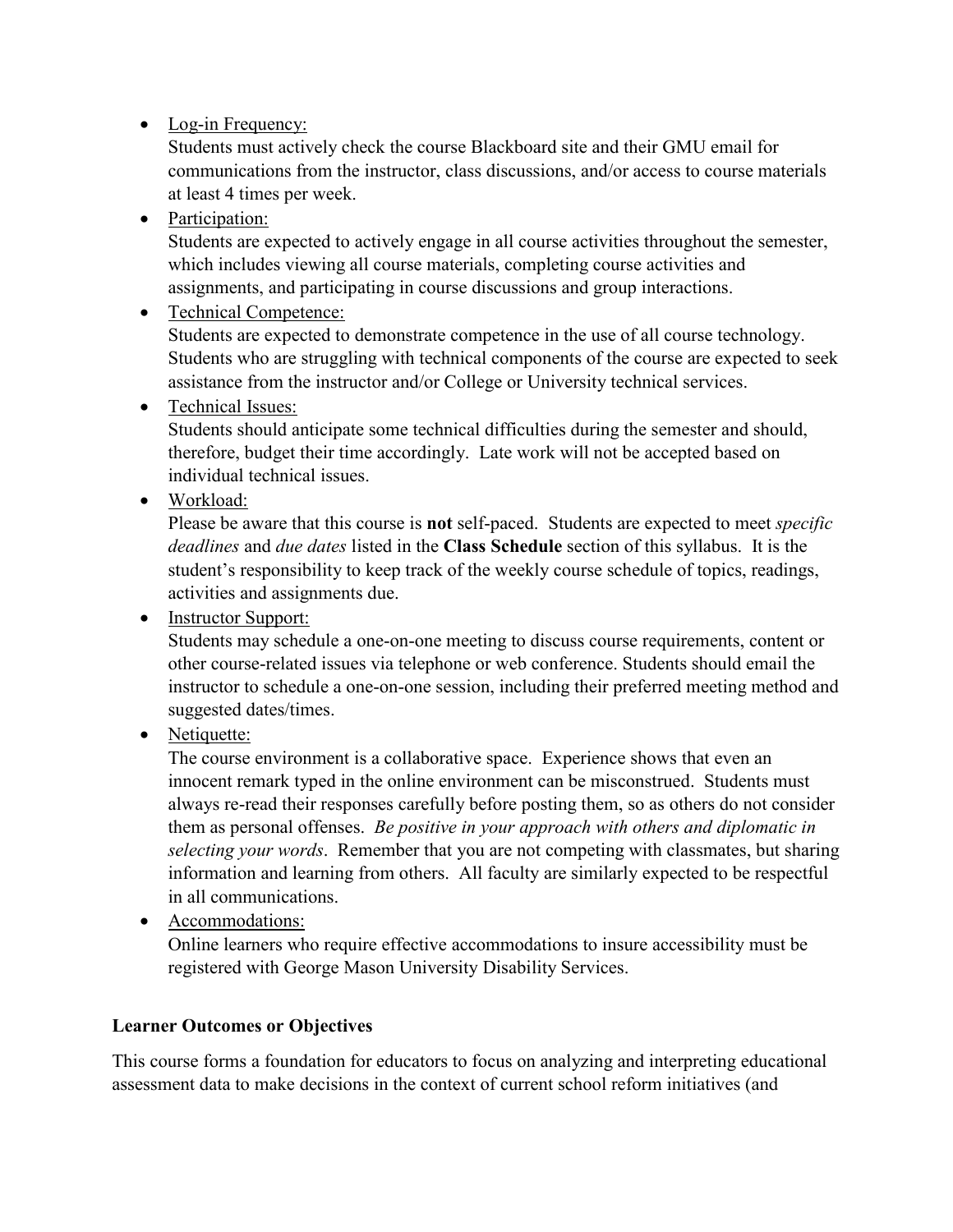- Log-in Frequency:
  Students must actively check the course Blackboard site and their GMU email for communications from the instructor, class discussions, and/or access to course materials at least 4 times per week.
- Participation:
  Students are expected to actively engage in all course activities throughout the semester, which includes viewing all course materials, completing course activities and assignments, and participating in course discussions and group interactions.
- Technical Competence:
  Students are expected to demonstrate competence in the use of all course technology. Students who are struggling with technical components of the course are expected to seek assistance from the instructor and/or College or University technical services.
- Technical Issues:
  Students should anticipate some technical difficulties during the semester and should, therefore, budget their time accordingly. Late work will not be accepted based on individual technical issues.
- Workload:
  Please be aware that this course is **not** self-paced. Students are expected to meet *specific deadlines* and *due dates* listed in the **Class Schedule** section of this syllabus. It is the student's responsibility to keep track of the weekly course schedule of topics, readings, activities and assignments due.
- Instructor Support:
  Students may schedule a one-on-one meeting to discuss course requirements, content or other course-related issues via telephone or web conference. Students should email the instructor to schedule a one-on-one session, including their preferred meeting method and suggested dates/times.
- Netiquette:
  The course environment is a collaborative space. Experience shows that even an innocent remark typed in the online environment can be misconstrued. Students must always re-read their responses carefully before posting them, so as others do not consider them as personal offenses. *Be positive in your approach with others and diplomatic in selecting your words*. Remember that you are not competing with classmates, but sharing information and learning from others. All faculty are similarly expected to be respectful in all communications.
- Accommodations:
  Online learners who require effective accommodations to insure accessibility must be registered with George Mason University Disability Services.

**Learner Outcomes or Objectives**

This course forms a foundation for educators to focus on analyzing and interpreting educational assessment data to make decisions in the context of current school reform initiatives (and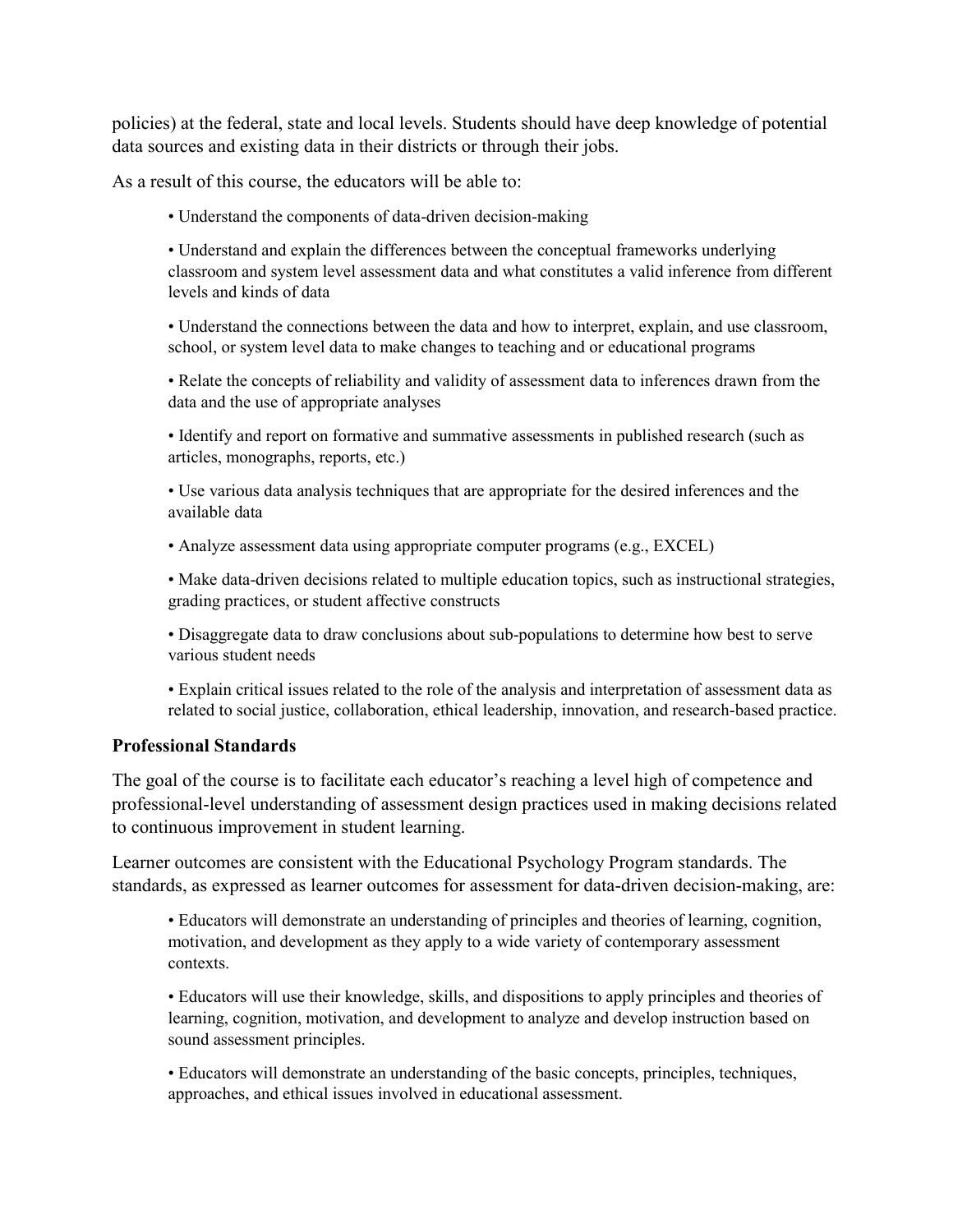policies) at the federal, state and local levels. Students should have deep knowledge of potential data sources and existing data in their districts or through their jobs.

As a result of this course, the educators will be able to:

- Understand the components of data-driven decision-making
- Understand and explain the differences between the conceptual frameworks underlying classroom and system level assessment data and what constitutes a valid inference from different levels and kinds of data
- Understand the connections between the data and how to interpret, explain, and use classroom, school, or system level data to make changes to teaching and or educational programs
- Relate the concepts of reliability and validity of assessment data to inferences drawn from the data and the use of appropriate analyses
- Identify and report on formative and summative assessments in published research (such as articles, monographs, reports, etc.)
- Use various data analysis techniques that are appropriate for the desired inferences and the available data
- Analyze assessment data using appropriate computer programs (e.g., EXCEL)
- Make data-driven decisions related to multiple education topics, such as instructional strategies, grading practices, or student affective constructs
- Disaggregate data to draw conclusions about sub-populations to determine how best to serve various student needs
- Explain critical issues related to the role of the analysis and interpretation of assessment data as related to social justice, collaboration, ethical leadership, innovation, and research-based practice.

**Professional Standards**

The goal of the course is to facilitate each educator's reaching a level high of competence and professional-level understanding of assessment design practices used in making decisions related to continuous improvement in student learning.

Learner outcomes are consistent with the Educational Psychology Program standards. The standards, as expressed as learner outcomes for assessment for data-driven decision-making, are:

- Educators will demonstrate an understanding of principles and theories of learning, cognition, motivation, and development as they apply to a wide variety of contemporary assessment contexts.
- Educators will use their knowledge, skills, and dispositions to apply principles and theories of learning, cognition, motivation, and development to analyze and develop instruction based on sound assessment principles.
- Educators will demonstrate an understanding of the basic concepts, principles, techniques, approaches, and ethical issues involved in educational assessment.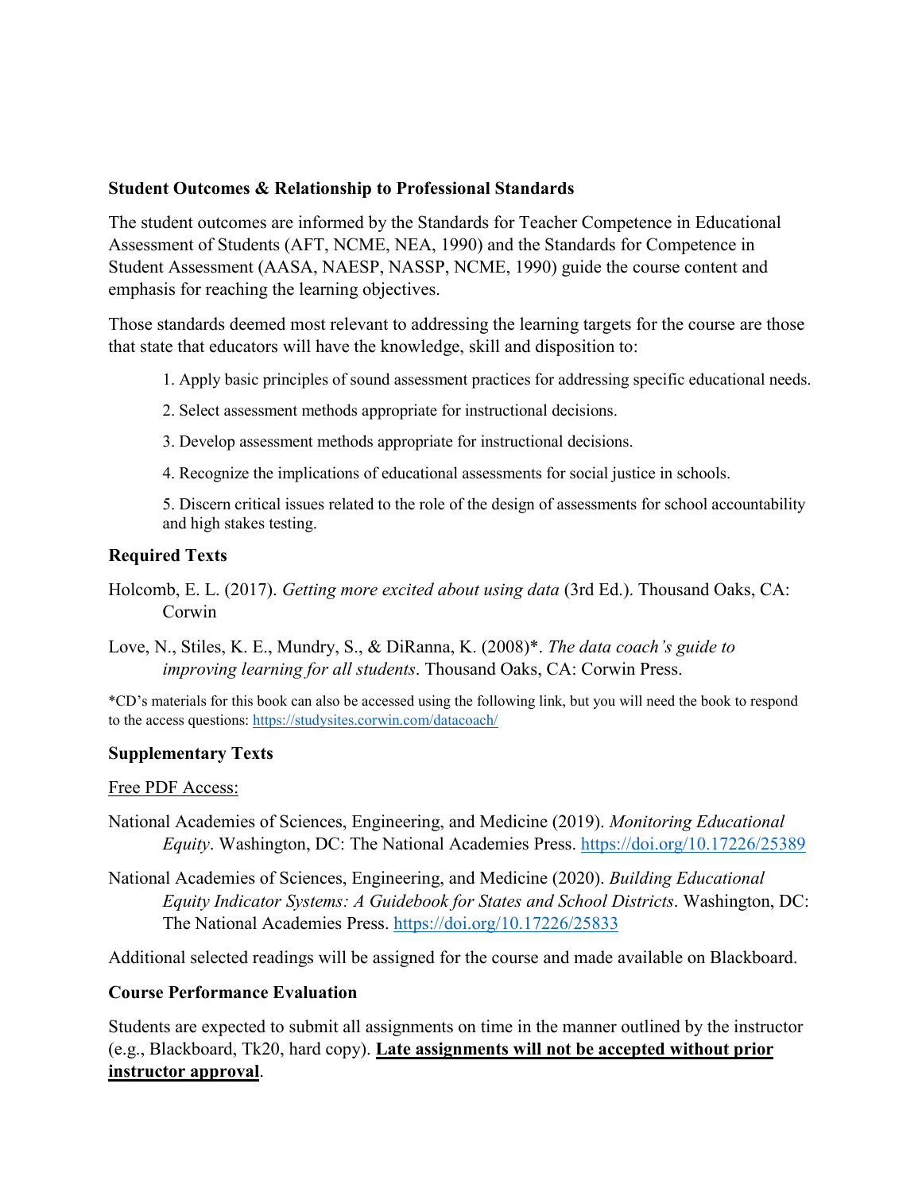**Student Outcomes & Relationship to Professional Standards**

The student outcomes are informed by the Standards for Teacher Competence in Educational Assessment of Students (AFT, NCME, NEA, 1990) and the Standards for Competence in Student Assessment (AASA, NAESP, NASSP, NCME, 1990) guide the course content and emphasis for reaching the learning objectives.

Those standards deemed most relevant to addressing the learning targets for the course are those that state that educators will have the knowledge, skill and disposition to:

1. Apply basic principles of sound assessment practices for addressing specific educational needs.

2. Select assessment methods appropriate for instructional decisions.

3. Develop assessment methods appropriate for instructional decisions.

4. Recognize the implications of educational assessments for social justice in schools.

5. Discern critical issues related to the role of the design of assessments for school accountability and high stakes testing.

**Required Texts**

Holcomb, E. L. (2017). *Getting more excited about using data* (3rd Ed.). Thousand Oaks, CA: Corwin

Love, N., Stiles, K. E., Mundry, S., & DiRanna, K. (2008)*. *The data coach's guide to improving learning for all students*. Thousand Oaks, CA: Corwin Press.

*CD's materials for this book can also be accessed using the following link, but you will need the book to respond to the access questions: https://studysites.corwin.com/datacoach/

**Supplementary Texts**

Free PDF Access:

National Academies of Sciences, Engineering, and Medicine (2019). *Monitoring Educational Equity*. Washington, DC: The National Academies Press. https://doi.org/10.17226/25389

National Academies of Sciences, Engineering, and Medicine (2020). *Building Educational Equity Indicator Systems: A Guidebook for States and School Districts*. Washington, DC: The National Academies Press. https://doi.org/10.17226/25833

Additional selected readings will be assigned for the course and made available on Blackboard.

**Course Performance Evaluation**

Students are expected to submit all assignments on time in the manner outlined by the instructor (e.g., Blackboard, Tk20, hard copy). **Late assignments will not be accepted without prior instructor approval**.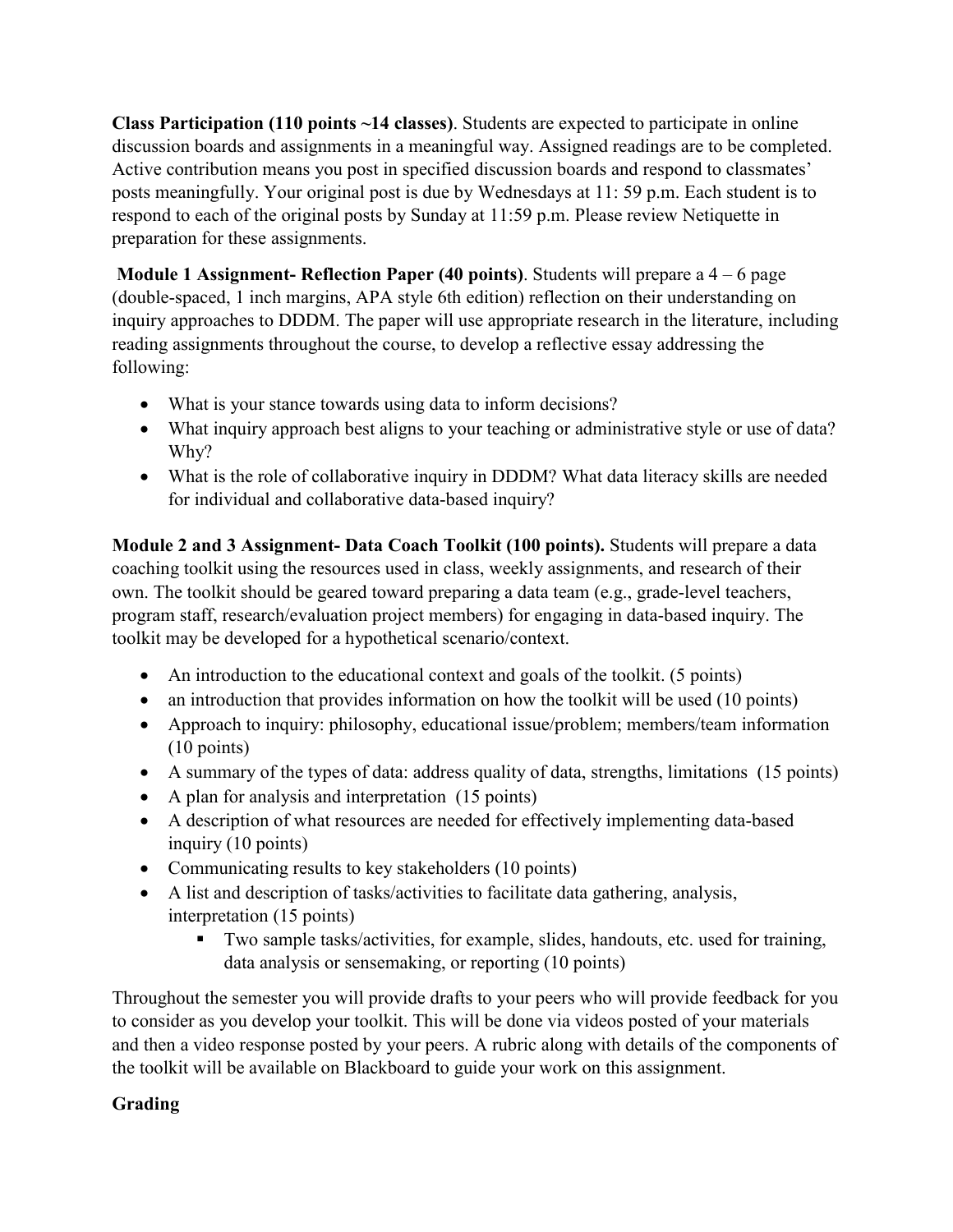**Class Participation (110 points ~14 classes)**. Students are expected to participate in online discussion boards and assignments in a meaningful way. Assigned readings are to be completed. Active contribution means you post in specified discussion boards and respond to classmates' posts meaningfully. Your original post is due by Wednesdays at 11: 59 p.m. Each student is to respond to each of the original posts by Sunday at 11:59 p.m. Please review Netiquette in preparation for these assignments.

**Module 1 Assignment- Reflection Paper (40 points)**. Students will prepare a 4 – 6 page (double-spaced, 1 inch margins, APA style 6th edition) reflection on their understanding on inquiry approaches to DDDM. The paper will use appropriate research in the literature, including reading assignments throughout the course, to develop a reflective essay addressing the following:

- What is your stance towards using data to inform decisions?
- What inquiry approach best aligns to your teaching or administrative style or use of data? Why?
- What is the role of collaborative inquiry in DDDM? What data literacy skills are needed for individual and collaborative data-based inquiry?

**Module 2 and 3 Assignment- Data Coach Toolkit (100 points).** Students will prepare a data coaching toolkit using the resources used in class, weekly assignments, and research of their own. The toolkit should be geared toward preparing a data team (e.g., grade-level teachers, program staff, research/evaluation project members) for engaging in data-based inquiry. The toolkit may be developed for a hypothetical scenario/context.

- An introduction to the educational context and goals of the toolkit. (5 points)
- an introduction that provides information on how the toolkit will be used (10 points)
- Approach to inquiry: philosophy, educational issue/problem; members/team information (10 points)
- A summary of the types of data: address quality of data, strengths, limitations (15 points)
- A plan for analysis and interpretation (15 points)
- A description of what resources are needed for effectively implementing data-based inquiry (10 points)
- Communicating results to key stakeholders (10 points)
- A list and description of tasks/activities to facilitate data gathering, analysis, interpretation (15 points)
  - Two sample tasks/activities, for example, slides, handouts, etc. used for training, data analysis or sensemaking, or reporting (10 points)

Throughout the semester you will provide drafts to your peers who will provide feedback for you to consider as you develop your toolkit. This will be done via videos posted of your materials and then a video response posted by your peers. A rubric along with details of the components of the toolkit will be available on Blackboard to guide your work on this assignment.

**Grading**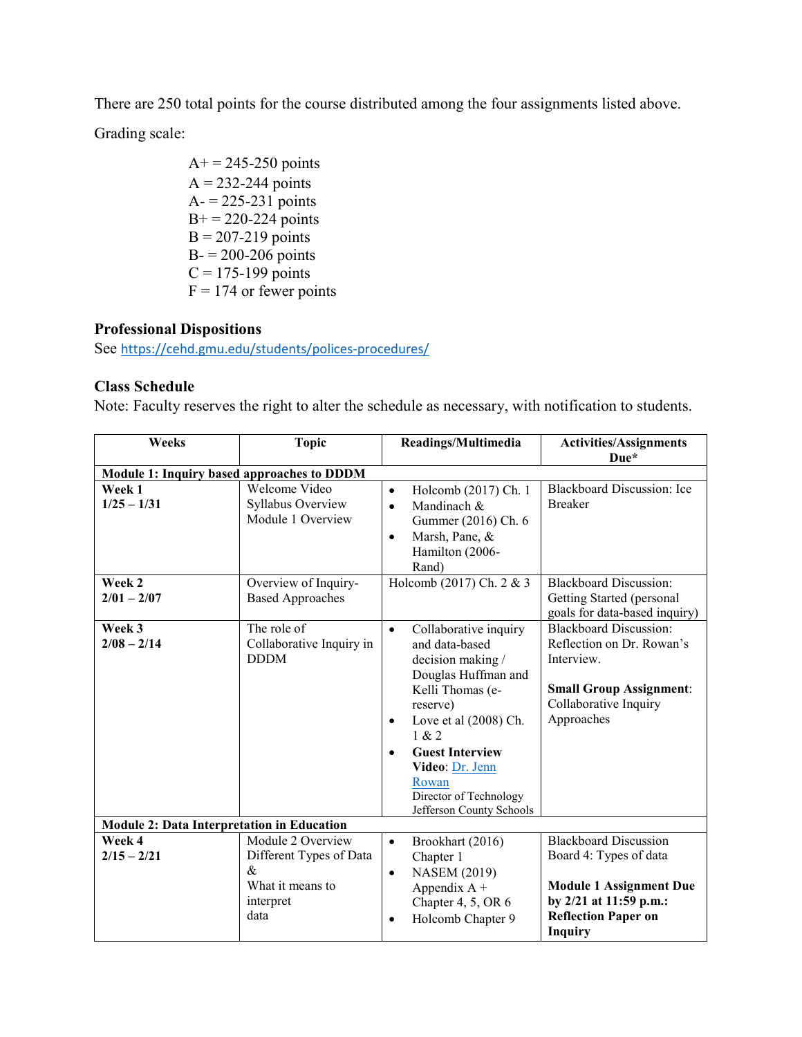There are 250 total points for the course distributed among the four assignments listed above.

Grading scale:

A+ = 245-250 points
A = 232-244 points
A- = 225-231 points
B+ = 220-224 points
B = 207-219 points
B- = 200-206 points
C = 175-199 points
F = 174 or fewer points

### Professional Dispositions

See https://cehd.gmu.edu/students/polices-procedures/

### Class Schedule

Note: Faculty reserves the right to alter the schedule as necessary, with notification to students.

| Weeks | Topic | Readings/Multimedia | Activities/Assignments Due* |
|---|---|---|---|
| **Module 1: Inquiry based approaches to DDDM** | | | |
| **Week 1**<br>**1/25 – 1/31** | Welcome Video<br>Syllabus Overview<br>Module 1 Overview | • Holcomb (2017) Ch. 1<br>• Mandinach & Gummer (2016) Ch. 6<br>• Marsh, Pane, & Hamilton (2006-Rand) | Blackboard Discussion: Ice Breaker |
| **Week 2**<br>**2/01 – 2/07** | Overview of Inquiry-Based Approaches | Holcomb (2017) Ch. 2 & 3 | Blackboard Discussion: Getting Started (personal goals for data-based inquiry) |
| **Week 3**<br>**2/08 – 2/14** | The role of Collaborative Inquiry in DDDM | • Collaborative inquiry and data-based decision making / Douglas Huffman and Kelli Thomas (e-reserve)<br>• Love et al (2008) Ch. 1 & 2<br>• **Guest Interview Video**: Dr. Jenn Rowan Director of Technology Jefferson County Schools | Blackboard Discussion: Reflection on Dr. Rowan's Interview.<br><br>**Small Group Assignment**: Collaborative Inquiry Approaches |
| **Module 2: Data Interpretation in Education** | | | |
| **Week 4**<br>**2/15 – 2/21** | Module 2 Overview<br>Different Types of Data &<br>What it means to interpret data | • Brookhart (2016) Chapter 1<br>• NASEM (2019) Appendix A + Chapter 4, 5, OR 6<br>• Holcomb Chapter 9 | Blackboard Discussion Board 4: Types of data<br><br>**Module 1 Assignment Due by 2/21 at 11:59 p.m.: Reflection Paper on Inquiry** |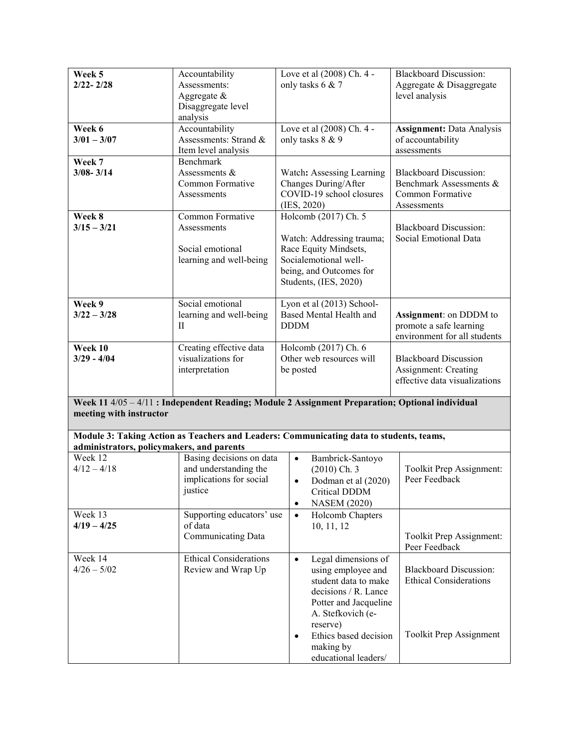| **Week 5** **2/22- 2/28** | Accountability Assessments: Aggregate & Disaggregate level analysis | Love et al (2008) Ch. 4 - only tasks 6 & 7 | Blackboard Discussion: Aggregate & Disaggregate level analysis |
|---|---|---|---|
| **Week 6** **3/01 – 3/07** | Accountability Assessments: Strand & Item level analysis | Love et al (2008) Ch. 4 - only tasks 8 & 9 | **Assignment:** Data Analysis of accountability assessments |
| **Week 7** **3/08- 3/14** | Benchmark Assessments & Common Formative Assessments | Watch**:** Assessing Learning Changes During/After COVID-19 school closures (IES, 2020) | Blackboard Discussion: Benchmark Assessments & Common Formative Assessments |
| **Week 8** **3/15 – 3/21** | Common Formative Assessments<br><br>Social emotional learning and well-being | Holcomb (2017) Ch. 5<br><br>Watch: Addressing trauma; Race Equity Mindsets, Socialemotional well-being, and Outcomes for Students, (IES, 2020) | Blackboard Discussion: Social Emotional Data |
| **Week 9** **3/22 – 3/28** | Social emotional learning and well-being II | Lyon et al (2013) School-Based Mental Health and DDDM | **Assignment**: on DDDM to promote a safe learning environment for all students |
| **Week 10** **3/29 - 4/04** | Creating effective data visualizations for interpretation | Holcomb (2017) Ch. 6<br>Other web resources will be posted | Blackboard Discussion<br>Assignment: Creating effective data visualizations |
| **Week 11** 4/05 – 4/11 **: Independent Reading; Module 2 Assignment Preparation; Optional individual meeting with instructor** | | | |
| **Module 3: Taking Action as Teachers and Leaders: Communicating data to students, teams, administrators, policymakers, and parents** | | | |
| Week 12<br>4/12 – 4/18 | Basing decisions on data and understanding the implications for social justice | • Bambrick-Santoyo (2010) Ch. 3<br>• Dodman et al (2020) Critical DDDM<br>• NASEM (2020) | Toolkit Prep Assignment: Peer Feedback |
| Week 13<br>**4/19 – 4/25** | Supporting educators' use of data<br>Communicating Data | • Holcomb Chapters 10, 11, 12 | Toolkit Prep Assignment: Peer Feedback |
| Week 14<br>4/26 – 5/02 | Ethical Considerations<br>Review and Wrap Up | • Legal dimensions of using employee and student data to make decisions / R. Lance Potter and Jacqueline A. Stefkovich (e-reserve)<br>• Ethics based decision making by educational leaders/ | Blackboard Discussion: Ethical Considerations<br><br>Toolkit Prep Assignment |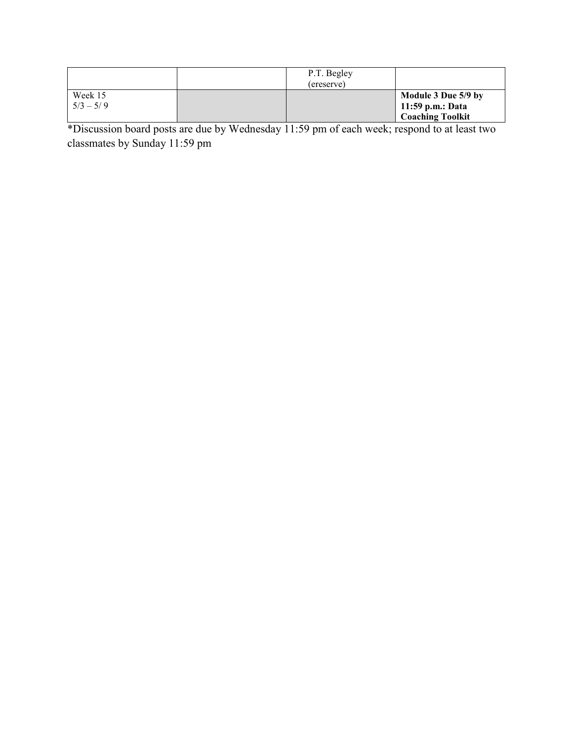| | | | |
|---|---|---|---|
| | | P.T. Begley (ereserve) | |
| Week 15 5/3 – 5/ 9 | | | **Module 3 Due 5/9 by 11:59 p.m.: Data Coaching Toolkit** |

*Discussion board posts are due by Wednesday 11:59 pm of each week; respond to at least two classmates by Sunday 11:59 pm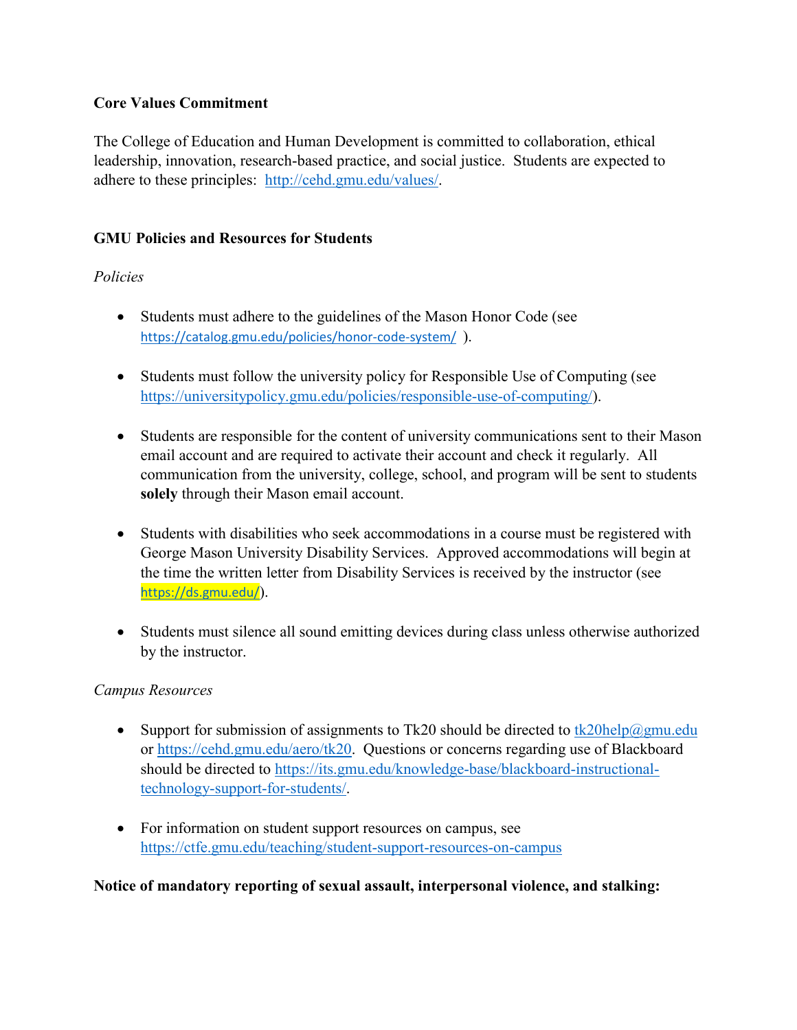**Core Values Commitment**

The College of Education and Human Development is committed to collaboration, ethical leadership, innovation, research-based practice, and social justice. Students are expected to adhere to these principles: http://cehd.gmu.edu/values/.

**GMU Policies and Resources for Students**

*Policies*

- Students must adhere to the guidelines of the Mason Honor Code (see https://catalog.gmu.edu/policies/honor-code-system/ ).
- Students must follow the university policy for Responsible Use of Computing (see https://universitypolicy.gmu.edu/policies/responsible-use-of-computing/).
- Students are responsible for the content of university communications sent to their Mason email account and are required to activate their account and check it regularly. All communication from the university, college, school, and program will be sent to students **solely** through their Mason email account.
- Students with disabilities who seek accommodations in a course must be registered with George Mason University Disability Services. Approved accommodations will begin at the time the written letter from Disability Services is received by the instructor (see https://ds.gmu.edu/).
- Students must silence all sound emitting devices during class unless otherwise authorized by the instructor.

*Campus Resources*

- Support for submission of assignments to Tk20 should be directed to tk20help@gmu.edu or https://cehd.gmu.edu/aero/tk20. Questions or concerns regarding use of Blackboard should be directed to https://its.gmu.edu/knowledge-base/blackboard-instructional-technology-support-for-students/.
- For information on student support resources on campus, see https://ctfe.gmu.edu/teaching/student-support-resources-on-campus

**Notice of mandatory reporting of sexual assault, interpersonal violence, and stalking:**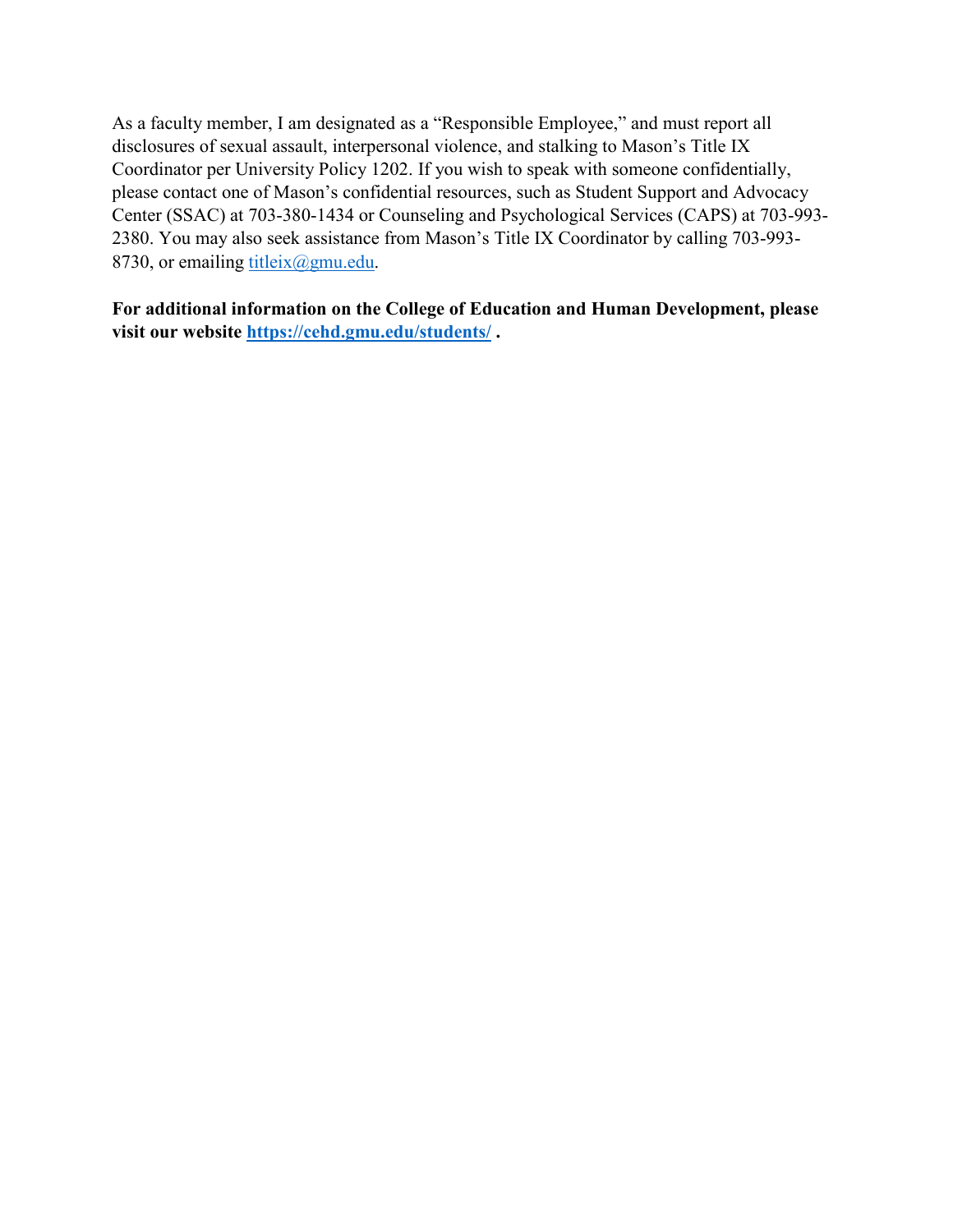As a faculty member, I am designated as a "Responsible Employee," and must report all disclosures of sexual assault, interpersonal violence, and stalking to Mason's Title IX Coordinator per University Policy 1202. If you wish to speak with someone confidentially, please contact one of Mason's confidential resources, such as Student Support and Advocacy Center (SSAC) at 703-380-1434 or Counseling and Psychological Services (CAPS) at 703-993-2380. You may also seek assistance from Mason's Title IX Coordinator by calling 703-993-8730, or emailing titleix@gmu.edu.

**For additional information on the College of Education and Human Development, please visit our website https://cehd.gmu.edu/students/ .**